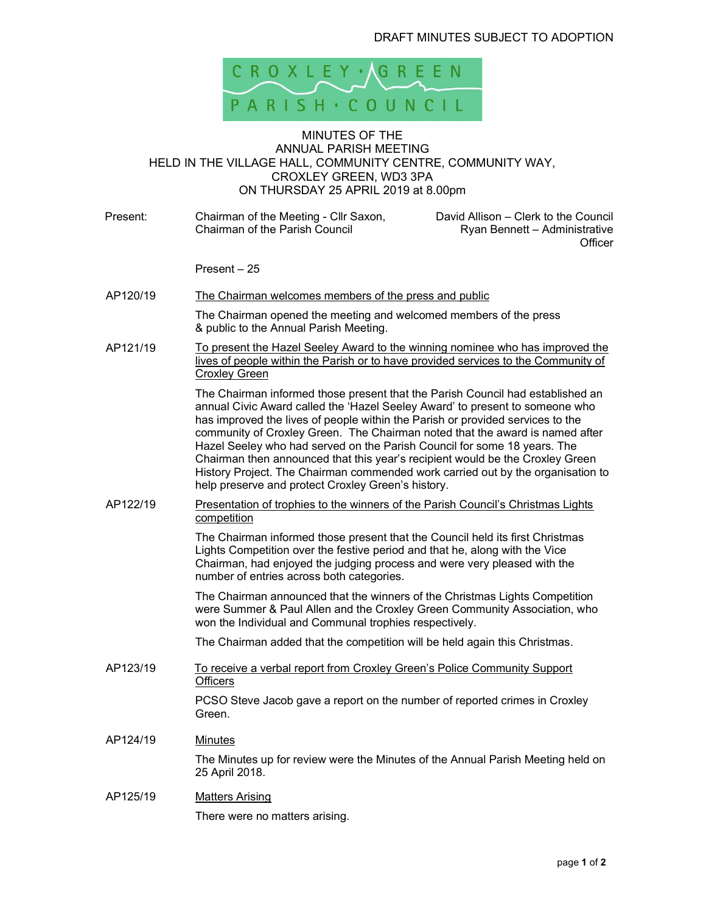DRAFT MINUTES SUBJECT TO ADOPTION

CROXLEY · GREEN
PARISH · COUNCIL

# MINUTES OF THE ANNUAL PARISH MEETING HELD IN THE VILLAGE HALL, COMMUNITY CENTRE, COMMUNITY WAY, CROXLEY GREEN, WD3 3PA ON THURSDAY 25 APRIL 2019 at 8.00pm

| | | |
|---|---|---|
| Present: | Chairman of the Meeting - Cllr Saxon, Chairman of the Parish Council | David Allison – Clerk to the Council<br>Ryan Bennett – Administrative Officer |

Present – 25

**AP120/19** <u>The Chairman welcomes members of the press and public</u>

The Chairman opened the meeting and welcomed members of the press & public to the Annual Parish Meeting.

**AP121/19** <u>To present the Hazel Seeley Award to the winning nominee who has improved the lives of people within the Parish or to have provided services to the Community of Croxley Green</u>

The Chairman informed those present that the Parish Council had established an annual Civic Award called the 'Hazel Seeley Award' to present to someone who has improved the lives of people within the Parish or provided services to the community of Croxley Green. The Chairman noted that the award is named after Hazel Seeley who had served on the Parish Council for some 18 years. The Chairman then announced that this year's recipient would be the Croxley Green History Project. The Chairman commended work carried out by the organisation to help preserve and protect Croxley Green's history.

**AP122/19** <u>Presentation of trophies to the winners of the Parish Council's Christmas Lights competition</u>

The Chairman informed those present that the Council held its first Christmas Lights Competition over the festive period and that he, along with the Vice Chairman, had enjoyed the judging process and were very pleased with the number of entries across both categories.

The Chairman announced that the winners of the Christmas Lights Competition were Summer & Paul Allen and the Croxley Green Community Association, who won the Individual and Communal trophies respectively.

The Chairman added that the competition will be held again this Christmas.

**AP123/19** <u>To receive a verbal report from Croxley Green's Police Community Support Officers</u>

PCSO Steve Jacob gave a report on the number of reported crimes in Croxley Green.

**AP124/19** <u>Minutes</u>

The Minutes up for review were the Minutes of the Annual Parish Meeting held on 25 April 2018.

**AP125/19** <u>Matters Arising</u>

There were no matters arising.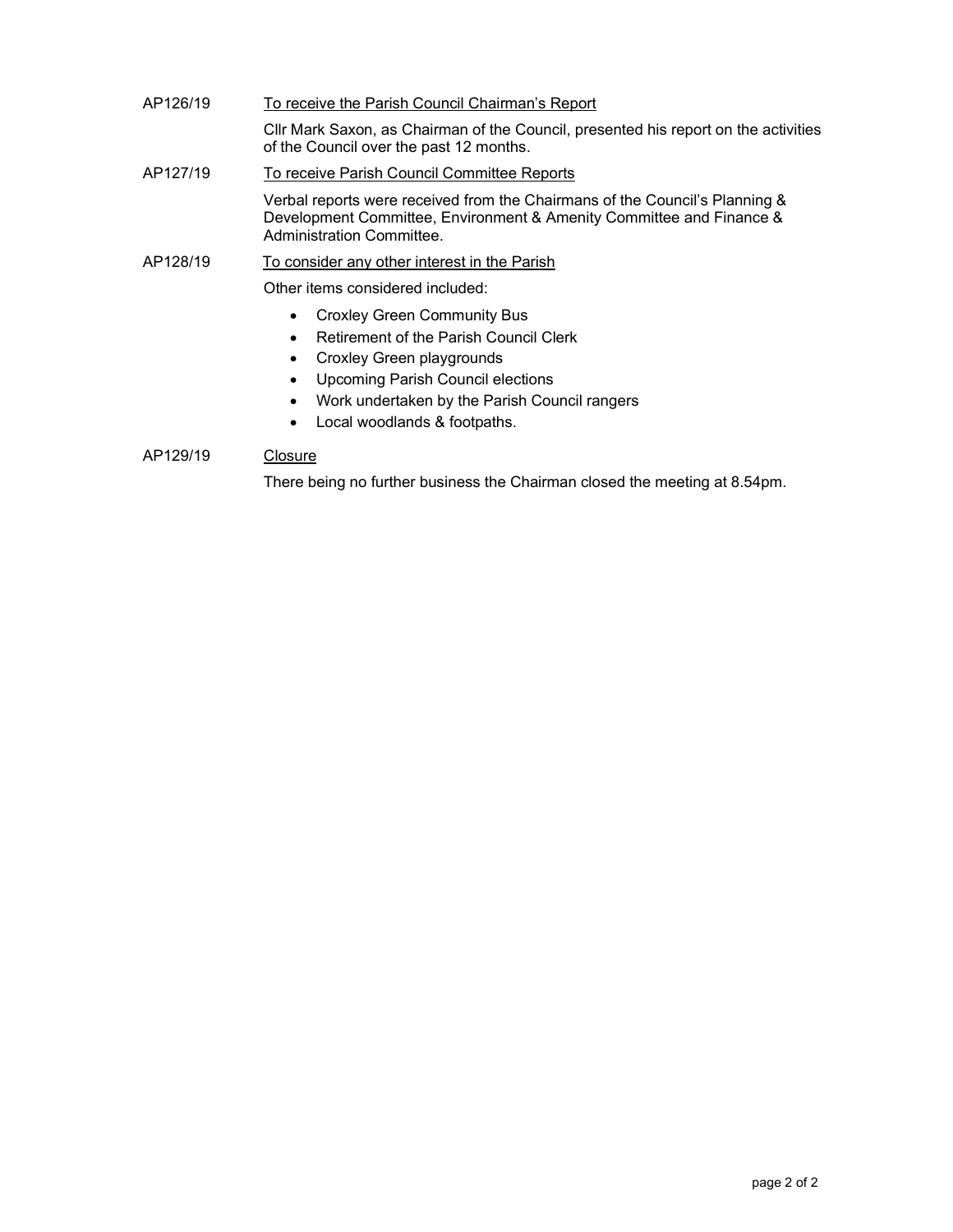AP126/19 To receive the Parish Council Chairman's Report

Cllr Mark Saxon, as Chairman of the Council, presented his report on the activities of the Council over the past 12 months.

AP127/19 To receive Parish Council Committee Reports

Verbal reports were received from the Chairmans of the Council's Planning & Development Committee, Environment & Amenity Committee and Finance & Administration Committee.

AP128/19 To consider any other interest in the Parish

Other items considered included:

- Croxley Green Community Bus
- Retirement of the Parish Council Clerk
- Croxley Green playgrounds
- Upcoming Parish Council elections
- Work undertaken by the Parish Council rangers
- Local woodlands & footpaths.

AP129/19 Closure

There being no further business the Chairman closed the meeting at 8.54pm.